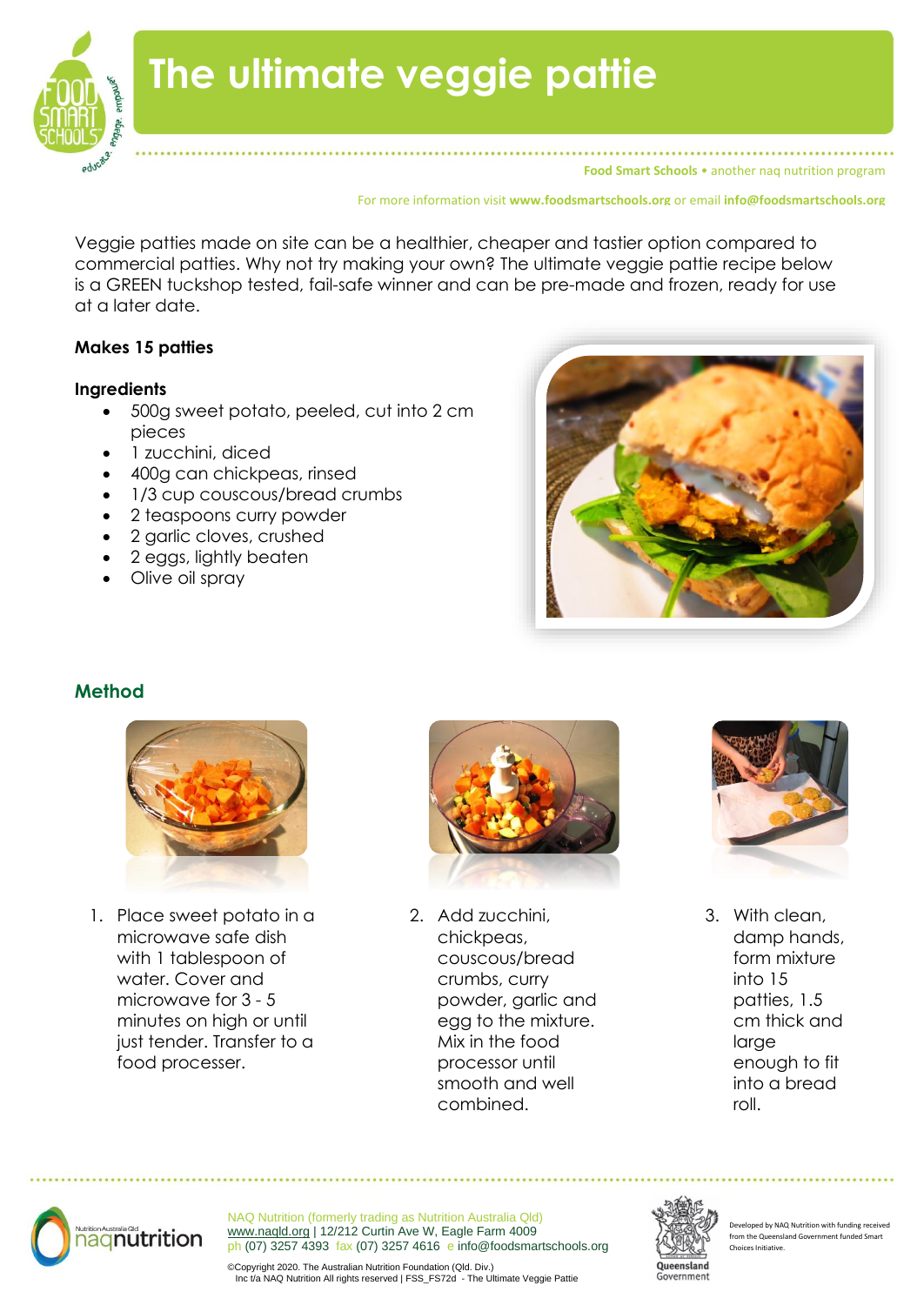# The ultimate veggie pattie

**Food Smart Schools** • another naq nutrition program

For more information visit **www.foodsmartschools.org** or email **info@foodsmartschools.org**

Veggie patties made on site can be a healthier, cheaper and tastier option compared to commercial patties. Why not try making your own? The ultimate veggie pattie recipe below is a GREEN tuckshop tested, fail-safe winner and can be pre-made and frozen, ready for use at a later date.

**Makes 15 patties**

**Ingredients**

- 500g sweet potato, peeled, cut into 2 cm pieces
- 1 zucchini, diced
- 400g can chickpeas, rinsed
- 1/3 cup couscous/bread crumbs
- 2 teaspoons curry powder
- 2 garlic cloves, crushed
- 2 eggs, lightly beaten
- Olive oil spray

## Method

1. Place sweet potato in a microwave safe dish with 1 tablespoon of water. Cover and microwave for 3 - 5 minutes on high or until just tender. Transfer to a food processer.
2. Add zucchini, chickpeas, couscous/bread crumbs, curry powder, garlic and egg to the mixture. Mix in the food processor until smooth and well combined.
3. With clean, damp hands, form mixture into 15 patties, 1.5 cm thick and large enough to fit into a bread roll.

NAQ Nutrition (formerly trading as Nutrition Australia Qld)
www.naqld.org | 12/212 Curtin Ave W, Eagle Farm 4009
ph (07) 3257 4393 fax (07) 3257 4616 e info@foodsmartschools.org

©Copyright 2020. The Australian Nutrition Foundation (Qld. Div.) Inc t/a NAQ Nutrition All rights reserved | FSS_FS72d - The Ultimate Veggie Pattie

Developed by NAQ Nutrition with funding received from the Queensland Government funded Smart Choices Initiative.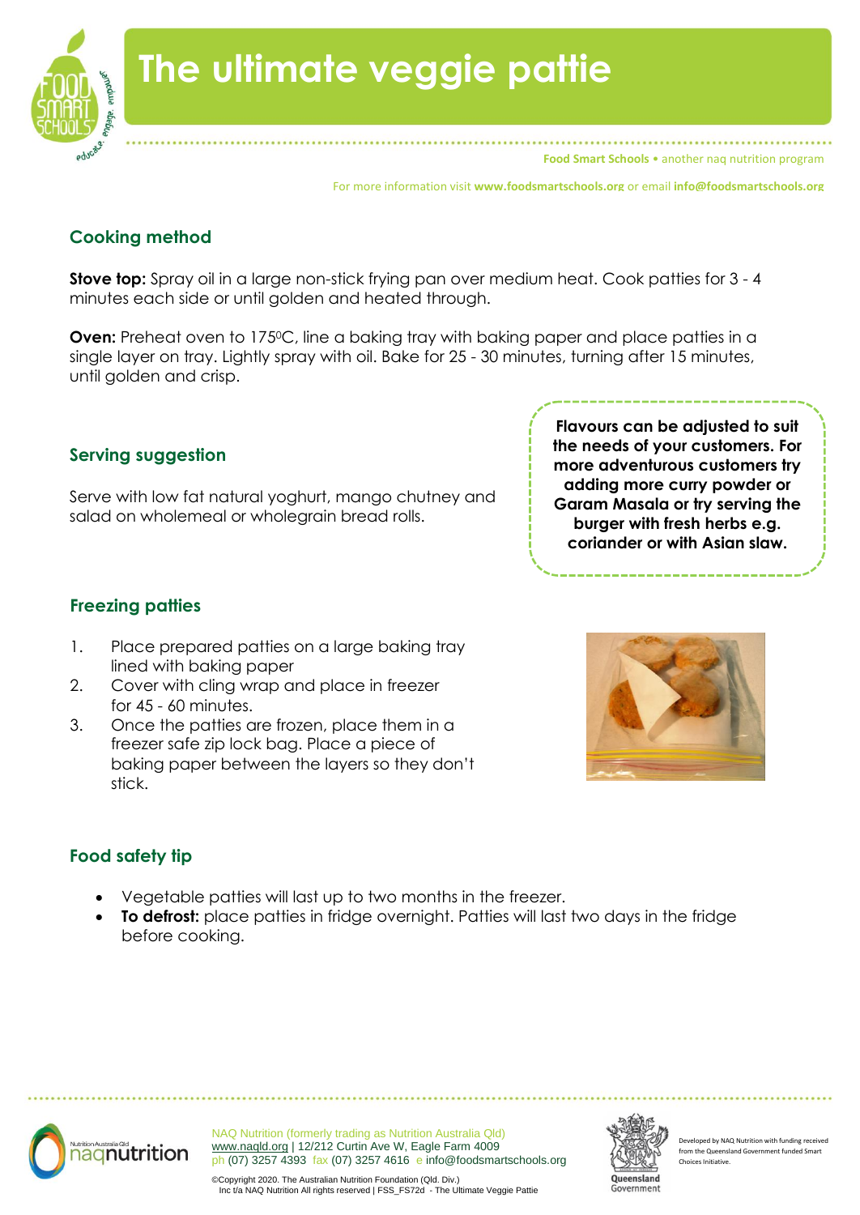# The ultimate veggie pattie

Food Smart Schools • another naq nutrition program

For more information visit **www.foodsmartschools.org** or email **info@foodsmartschools.org**

## Cooking method

**Stove top:** Spray oil in a large non-stick frying pan over medium heat. Cook patties for 3 - 4 minutes each side or until golden and heated through.

**Oven:** Preheat oven to 175⁰C, line a baking tray with baking paper and place patties in a single layer on tray. Lightly spray with oil. Bake for 25 - 30 minutes, turning after 15 minutes, until golden and crisp.

## Serving suggestion

Serve with low fat natural yoghurt, mango chutney and salad on wholemeal or wholegrain bread rolls.

**Flavours can be adjusted to suit the needs of your customers. For more adventurous customers try adding more curry powder or Garam Masala or try serving the burger with fresh herbs e.g. coriander or with Asian slaw.**

## Freezing patties

1. Place prepared patties on a large baking tray lined with baking paper
2. Cover with cling wrap and place in freezer for 45 - 60 minutes.
3. Once the patties are frozen, place them in a freezer safe zip lock bag. Place a piece of baking paper between the layers so they don't stick.

## Food safety tip

- Vegetable patties will last up to two months in the freezer.
- **To defrost:** place patties in fridge overnight. Patties will last two days in the fridge before cooking.

NAQ Nutrition (formerly trading as Nutrition Australia Qld)
www.naqld.org | 12/212 Curtin Ave W, Eagle Farm 4009
ph (07) 3257 4393 fax (07) 3257 4616 e info@foodsmartschools.org

©Copyright 2020. The Australian Nutrition Foundation (Qld. Div.) Inc t/a NAQ Nutrition All rights reserved | FSS_FS72d - The Ultimate Veggie Pattie

Developed by NAQ Nutrition with funding received from the Queensland Government funded Smart Choices Initiative.